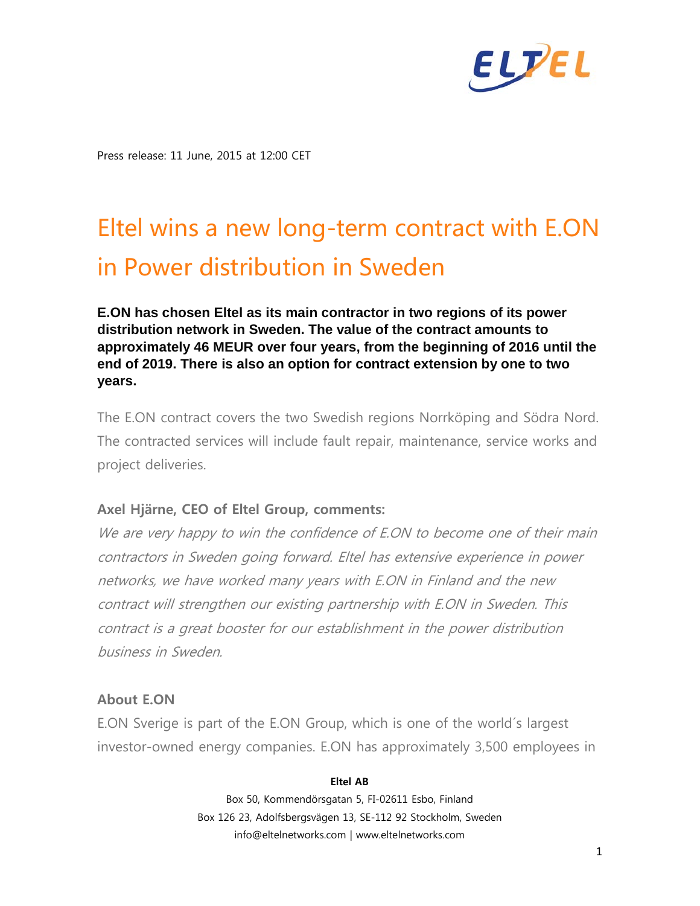Press release: 11 June, 2015 at 12:00 CET

# Eltel wins a new long-term contract with E.ON in Power distribution in Sweden

**E.ON has chosen Eltel as its main contractor in two regions of its power distribution network in Sweden. The value of the contract amounts to approximately 46 MEUR over four years, from the beginning of 2016 until the end of 2019. There is also an option for contract extension by one to two years.**

The E.ON contract covers the two Swedish regions Norrköping and Södra Nord. The contracted services will include fault repair, maintenance, service works and project deliveries.

**Axel Hjärne, CEO of Eltel Group, comments:**

*We are very happy to win the confidence of E.ON to become one of their main contractors in Sweden going forward. Eltel has extensive experience in power networks, we have worked many years with E.ON in Finland and the new contract will strengthen our existing partnership with E.ON in Sweden. This contract is a great booster for our establishment in the power distribution business in Sweden.*

**About E.ON**

E.ON Sverige is part of the E.ON Group, which is one of the world´s largest investor-owned energy companies. E.ON has approximately 3,500 employees in

**Eltel AB**

Box 50, Kommendörsgatan 5, FI-02611 Esbo, Finland

Box 126 23, Adolfsbergsvägen 13, SE-112 92 Stockholm, Sweden

info@eltelnetworks.com | www.eltelnetworks.com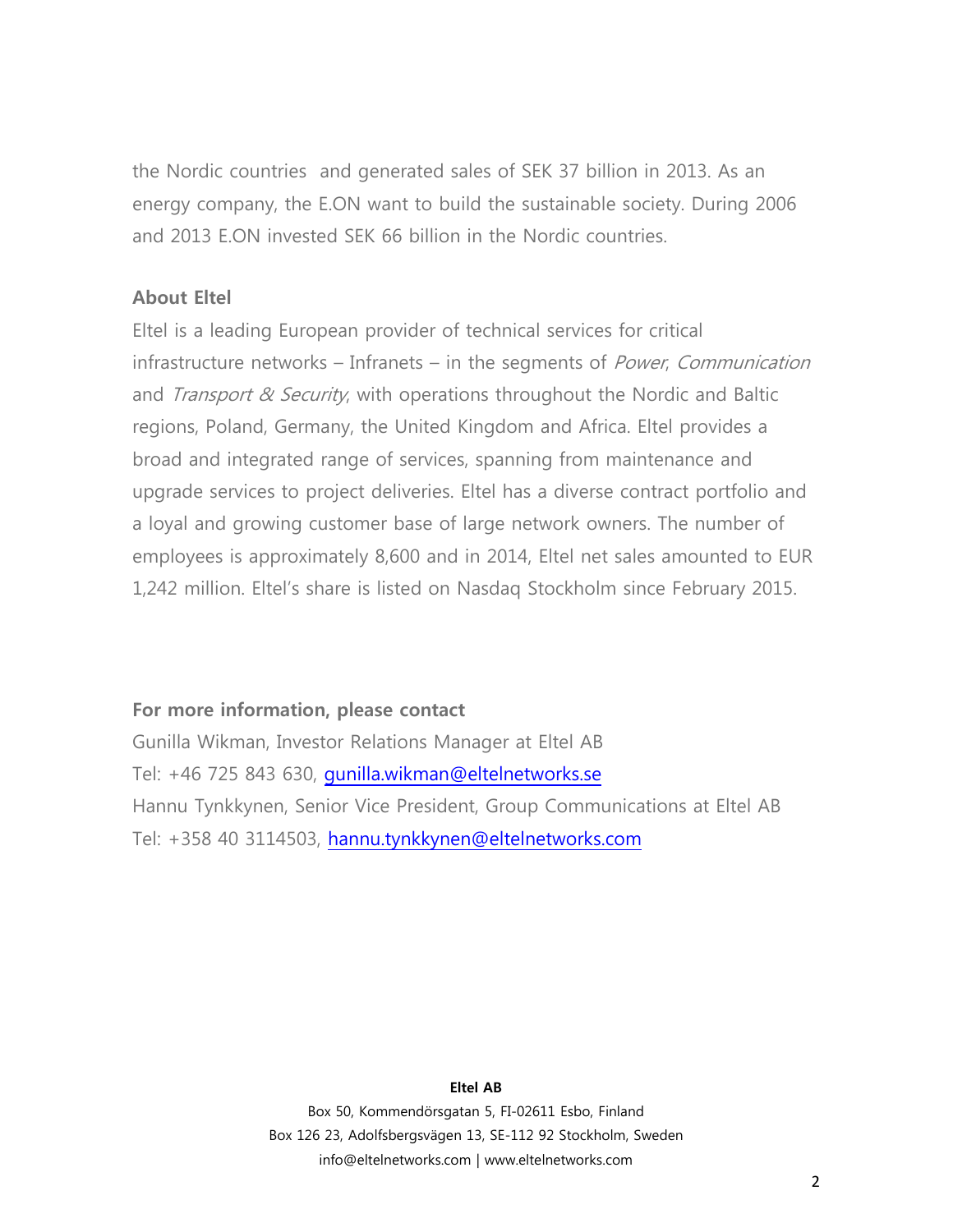the Nordic countries  and generated sales of SEK 37 billion in 2013. As an energy company, the E.ON want to build the sustainable society. During 2006 and 2013 E.ON invested SEK 66 billion in the Nordic countries.

**About Eltel**

Eltel is a leading European provider of technical services for critical infrastructure networks – Infranets – in the segments of *Power*, *Communication* and *Transport & Security*, with operations throughout the Nordic and Baltic regions, Poland, Germany, the United Kingdom and Africa. Eltel provides a broad and integrated range of services, spanning from maintenance and upgrade services to project deliveries. Eltel has a diverse contract portfolio and a loyal and growing customer base of large network owners. The number of employees is approximately 8,600 and in 2014, Eltel net sales amounted to EUR 1,242 million. Eltel's share is listed on Nasdaq Stockholm since February 2015.

**For more information, please contact**

Gunilla Wikman, Investor Relations Manager at Eltel AB
Tel: +46 725 843 630, gunilla.wikman@eltelnetworks.se
Hannu Tynkkynen, Senior Vice President, Group Communications at Eltel AB
Tel: +358 40 3114503, hannu.tynkkynen@eltelnetworks.com

**Eltel AB**
Box 50, Kommendörsgatan 5, FI-02611 Esbo, Finland
Box 126 23, Adolfsbergsvägen 13, SE-112 92 Stockholm, Sweden
info@eltelnetworks.com | www.eltelnetworks.com